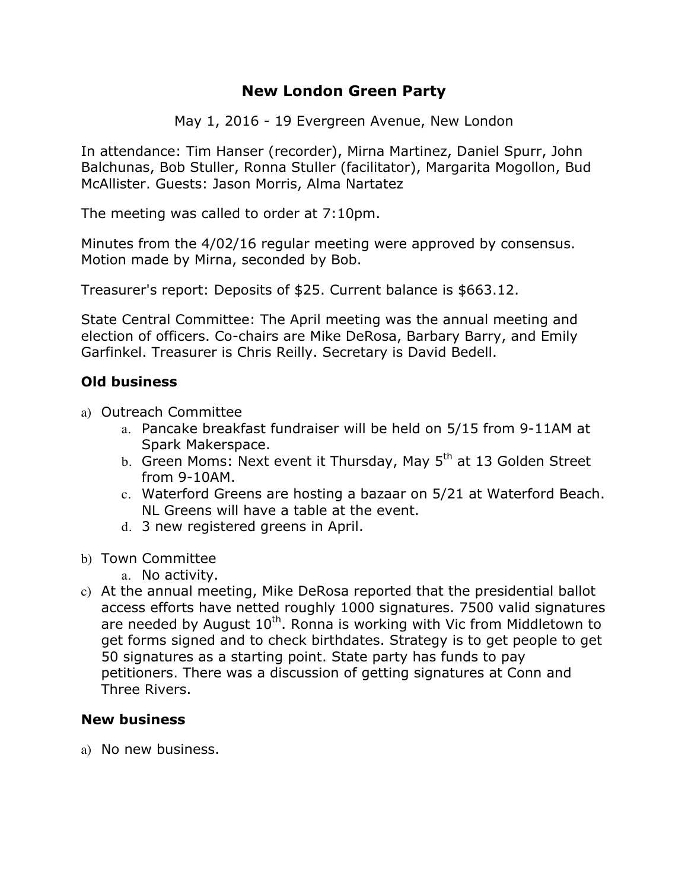# New London Green Party

May 1, 2016 - 19 Evergreen Avenue, New London

In attendance: Tim Hanser (recorder), Mirna Martinez, Daniel Spurr, John Balchunas, Bob Stuller, Ronna Stuller (facilitator), Margarita Mogollon, Bud McAllister. Guests: Jason Morris, Alma Nartatez

The meeting was called to order at 7:10pm.

Minutes from the 4/02/16 regular meeting were approved by consensus. Motion made by Mirna, seconded by Bob.

Treasurer's report: Deposits of $25. Current balance is $663.12.

State Central Committee: The April meeting was the annual meeting and election of officers. Co-chairs are Mike DeRosa, Barbary Barry, and Emily Garfinkel. Treasurer is Chris Reilly. Secretary is David Bedell.

### Old business

a) Outreach Committee
   a. Pancake breakfast fundraiser will be held on 5/15 from 9-11AM at Spark Makerspace.
   b. Green Moms: Next event it Thursday, May 5th at 13 Golden Street from 9-10AM.
   c. Waterford Greens are hosting a bazaar on 5/21 at Waterford Beach. NL Greens will have a table at the event.
   d. 3 new registered greens in April.

b) Town Committee
   a. No activity.

c) At the annual meeting, Mike DeRosa reported that the presidential ballot access efforts have netted roughly 1000 signatures. 7500 valid signatures are needed by August 10th. Ronna is working with Vic from Middletown to get forms signed and to check birthdates. Strategy is to get people to get 50 signatures as a starting point. State party has funds to pay petitioners. There was a discussion of getting signatures at Conn and Three Rivers.

### New business

a) No new business.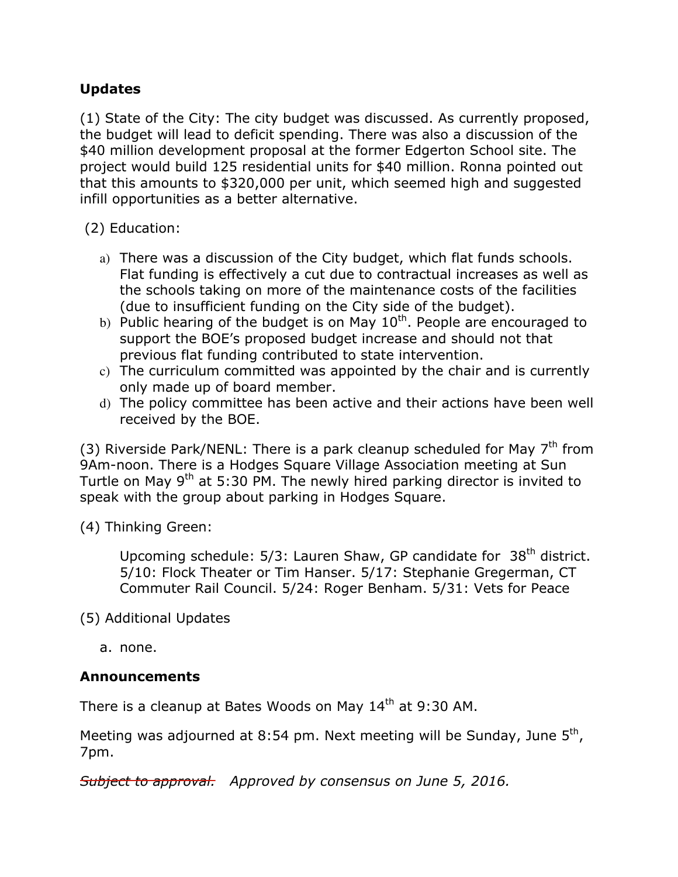**Updates**

(1) State of the City: The city budget was discussed. As currently proposed, the budget will lead to deficit spending. There was also a discussion of the $40 million development proposal at the former Edgerton School site. The project would build 125 residential units for $40 million. Ronna pointed out that this amounts to $320,000 per unit, which seemed high and suggested infill opportunities as a better alternative.

(2) Education:

a) There was a discussion of the City budget, which flat funds schools. Flat funding is effectively a cut due to contractual increases as well as the schools taking on more of the maintenance costs of the facilities (due to insufficient funding on the City side of the budget).
b) Public hearing of the budget is on May 10th. People are encouraged to support the BOE's proposed budget increase and should not that previous flat funding contributed to state intervention.
c) The curriculum committed was appointed by the chair and is currently only made up of board member.
d) The policy committee has been active and their actions have been well received by the BOE.

(3) Riverside Park/NENL: There is a park cleanup scheduled for May 7th from 9Am-noon. There is a Hodges Square Village Association meeting at Sun Turtle on May 9th at 5:30 PM. The newly hired parking director is invited to speak with the group about parking in Hodges Square.

(4) Thinking Green:

Upcoming schedule: 5/3: Lauren Shaw, GP candidate for 38th district. 5/10: Flock Theater or Tim Hanser. 5/17: Stephanie Gregerman, CT Commuter Rail Council. 5/24: Roger Benham. 5/31: Vets for Peace

(5) Additional Updates

a. none.

**Announcements**

There is a cleanup at Bates Woods on May 14th at 9:30 AM.

Meeting was adjourned at 8:54 pm. Next meeting will be Sunday, June 5th, 7pm.

~~*Subject to approval.*~~ *Approved by consensus on June 5, 2016.*